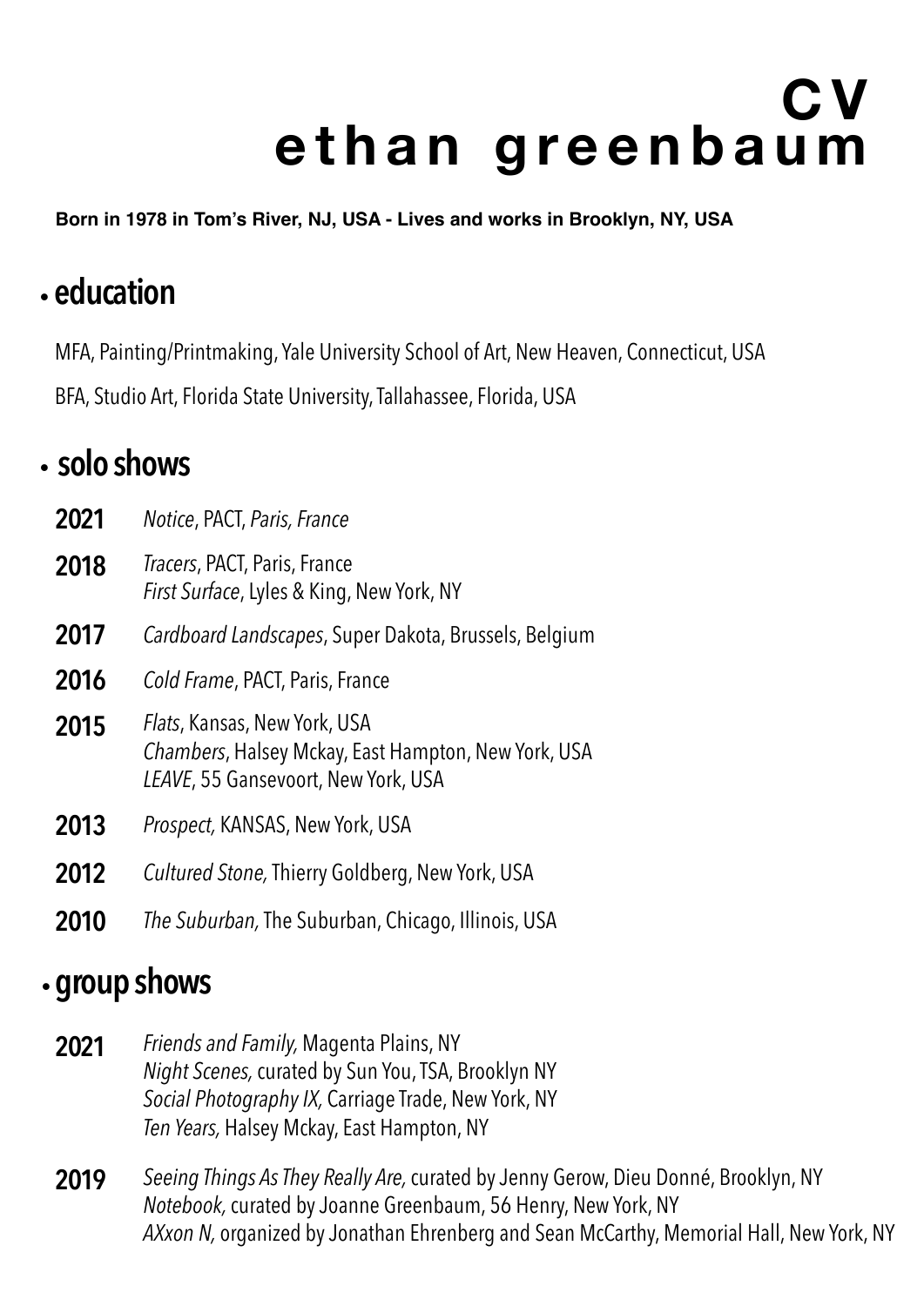# CV
# ethan greenbaum

**Born in 1978 in Tom's River, NJ, USA - Lives and works in Brooklyn, NY, USA**

## • education

MFA, Painting/Printmaking, Yale University School of Art, New Heaven, Connecticut, USA

BFA, Studio Art, Florida State University, Tallahassee, Florida, USA

## • solo shows

**2021** *Notice*, PACT, *Paris, France*

**2018** *Tracers*, PACT, Paris, France
*First Surface*, Lyles & King, New York, NY

**2017** *Cardboard Landscapes*, Super Dakota, Brussels, Belgium

**2016** *Cold Frame*, PACT, Paris, France

**2015** *Flats*, Kansas, New York, USA
*Chambers*, Halsey Mckay, East Hampton, New York, USA
*LEAVE*, 55 Gansevoort, New York, USA

**2013** *Prospect,* KANSAS, New York, USA

**2012** *Cultured Stone,* Thierry Goldberg, New York, USA

**2010** *The Suburban,* The Suburban, Chicago, Illinois, USA

## • group shows

**2021** *Friends and Family,* Magenta Plains, NY
*Night Scenes,* curated by Sun You, TSA, Brooklyn NY
*Social Photography IX,* Carriage Trade, New York, NY
*Ten Years,* Halsey Mckay, East Hampton, NY

**2019** *Seeing Things As They Really Are,* curated by Jenny Gerow, Dieu Donné, Brooklyn, NY
*Notebook,* curated by Joanne Greenbaum, 56 Henry, New York, NY
*AXxon N,* organized by Jonathan Ehrenberg and Sean McCarthy, Memorial Hall, New York, NY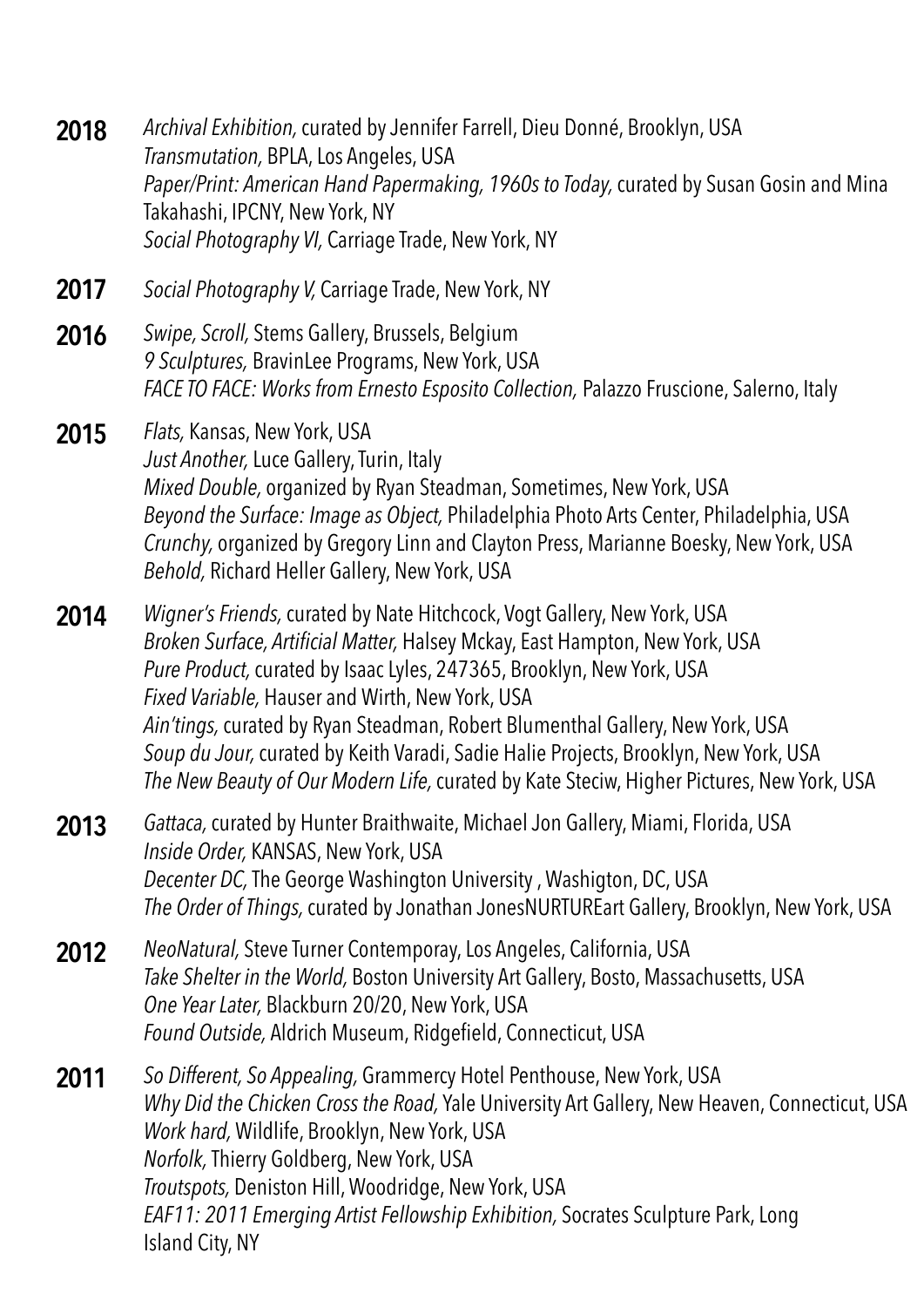**2018**
*Archival Exhibition,* curated by Jennifer Farrell, Dieu Donné, Brooklyn, USA
*Transmutation,* BPLA, Los Angeles, USA
*Paper/Print: American Hand Papermaking, 1960s to Today,* curated by Susan Gosin and Mina Takahashi, IPCNY, New York, NY
*Social Photography VI,* Carriage Trade, New York, NY

**2017**
*Social Photography V,* Carriage Trade, New York, NY

**2016**
*Swipe, Scroll,* Stems Gallery, Brussels, Belgium
*9 Sculptures,* BravinLee Programs, New York, USA
*FACE TO FACE: Works from Ernesto Esposito Collection,* Palazzo Fruscione, Salerno, Italy

**2015**
*Flats,* Kansas, New York, USA
*Just Another,* Luce Gallery, Turin, Italy
*Mixed Double,* organized by Ryan Steadman, Sometimes, New York, USA
*Beyond the Surface: Image as Object,* Philadelphia Photo Arts Center, Philadelphia, USA
*Crunchy,* organized by Gregory Linn and Clayton Press, Marianne Boesky, New York, USA
*Behold,* Richard Heller Gallery, New York, USA

**2014**
*Wigner's Friends,* curated by Nate Hitchcock, Vogt Gallery, New York, USA
*Broken Surface, Artificial Matter,* Halsey Mckay, East Hampton, New York, USA
*Pure Product,* curated by Isaac Lyles, 247365, Brooklyn, New York, USA
*Fixed Variable,* Hauser and Wirth, New York, USA
*Ain'tings,* curated by Ryan Steadman, Robert Blumenthal Gallery, New York, USA
*Soup du Jour,* curated by Keith Varadi, Sadie Halie Projects, Brooklyn, New York, USA
*The New Beauty of Our Modern Life,* curated by Kate Steciw, Higher Pictures, New York, USA

**2013**
*Gattaca,* curated by Hunter Braithwaite, Michael Jon Gallery, Miami, Florida, USA
*Inside Order,* KANSAS, New York, USA
*Decenter DC,* The George Washington University , Washigton, DC, USA
*The Order of Things,* curated by Jonathan JonesNURTUREart Gallery, Brooklyn, New York, USA

**2012**
*NeoNatural,* Steve Turner Contemporay, Los Angeles, California, USA
*Take Shelter in the World,* Boston University Art Gallery, Bosto, Massachusetts, USA
*One Year Later,* Blackburn 20/20, New York, USA
*Found Outside,* Aldrich Museum, Ridgefield, Connecticut, USA

**2011**
*So Different, So Appealing,* Grammercy Hotel Penthouse, New York, USA
*Why Did the Chicken Cross the Road,* Yale University Art Gallery, New Heaven, Connecticut, USA
*Work hard,* Wildlife, Brooklyn, New York, USA
*Norfolk,* Thierry Goldberg, New York, USA
*Troutspots,* Deniston Hill, Woodridge, New York, USA
*EAF11: 2011 Emerging Artist Fellowship Exhibition,* Socrates Sculpture Park, Long Island City, NY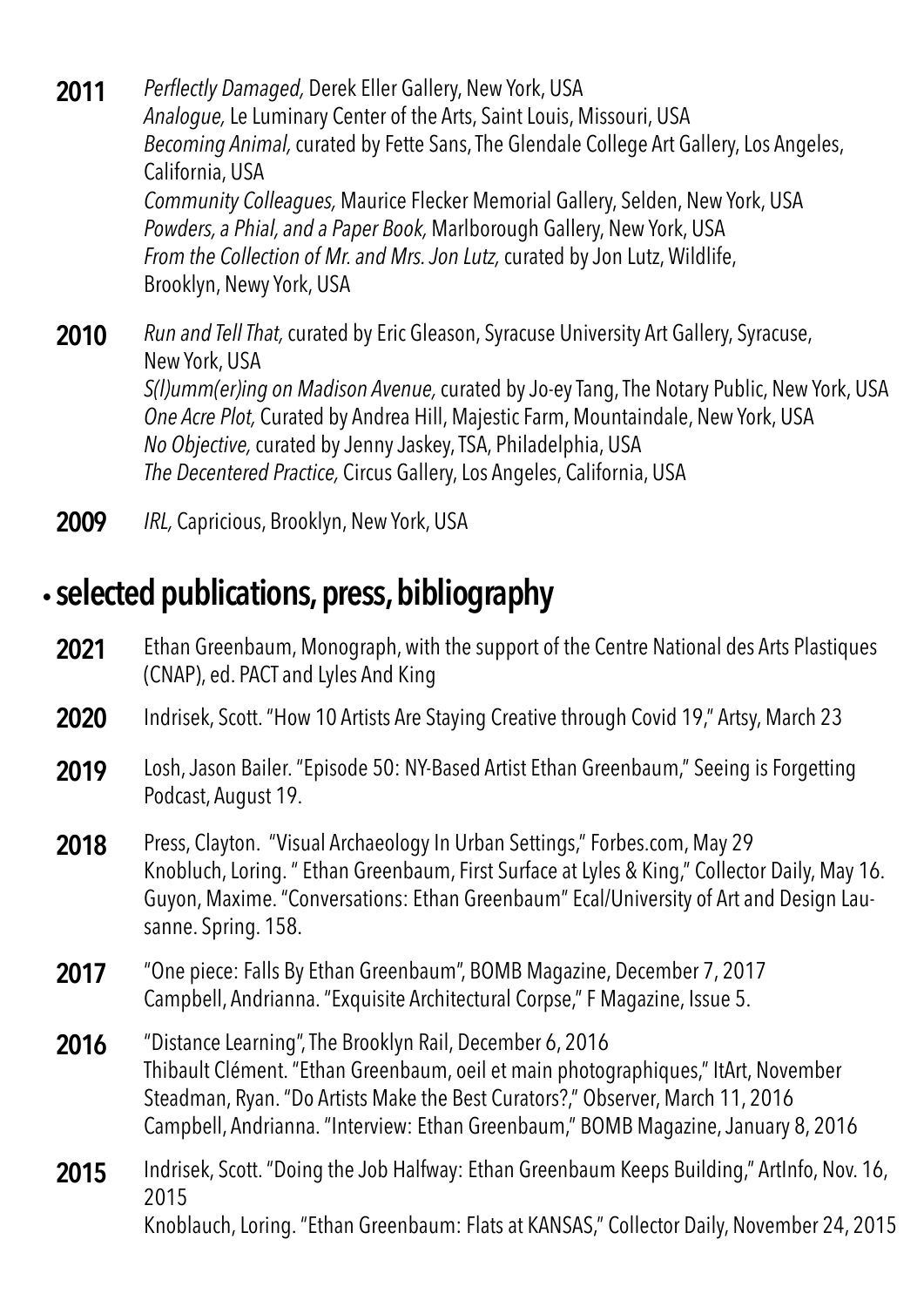**2011** *Perflectly Damaged,* Derek Eller Gallery, New York, USA
*Analogue,* Le Luminary Center of the Arts, Saint Louis, Missouri, USA
*Becoming Animal,* curated by Fette Sans, The Glendale College Art Gallery, Los Angeles, California, USA
*Community Colleagues,* Maurice Flecker Memorial Gallery, Selden, New York, USA
*Powders, a Phial, and a Paper Book,* Marlborough Gallery, New York, USA
*From the Collection of Mr. and Mrs. Jon Lutz,* curated by Jon Lutz, Wildlife, Brooklyn, Newy York, USA

**2010** *Run and Tell That,* curated by Eric Gleason, Syracuse University Art Gallery, Syracuse, New York, USA
*S(l)umm(er)ing on Madison Avenue,* curated by Jo-ey Tang, The Notary Public, New York, USA
*One Acre Plot,* Curated by Andrea Hill, Majestic Farm, Mountaindale, New York, USA
*No Objective,* curated by Jenny Jaskey, TSA, Philadelphia, USA
*The Decentered Practice,* Circus Gallery, Los Angeles, California, USA

**2009** *IRL,* Capricious, Brooklyn, New York, USA

## • selected publications, press, bibliography

**2021** Ethan Greenbaum, Monograph, with the support of the Centre National des Arts Plastiques (CNAP), ed. PACT and Lyles And King

**2020** Indrisek, Scott. "How 10 Artists Are Staying Creative through Covid 19," Artsy, March 23

**2019** Losh, Jason Bailer. "Episode 50: NY-Based Artist Ethan Greenbaum," Seeing is Forgetting Podcast, August 19.

**2018** Press, Clayton. "Visual Archaeology In Urban Settings," Forbes.com, May 29
Knobluch, Loring. " Ethan Greenbaum, First Surface at Lyles & King," Collector Daily, May 16.
Guyon, Maxime. "Conversations: Ethan Greenbaum" Ecal/University of Art and Design Lausanne. Spring. 158.

**2017** "One piece: Falls By Ethan Greenbaum", BOMB Magazine, December 7, 2017
Campbell, Andrianna. "Exquisite Architectural Corpse," F Magazine, Issue 5.

**2016** "Distance Learning", The Brooklyn Rail, December 6, 2016
Thibault Clément. "Ethan Greenbaum, oeil et main photographiques," ItArt, November
Steadman, Ryan. "Do Artists Make the Best Curators?," Observer, March 11, 2016
Campbell, Andrianna. "Interview: Ethan Greenbaum," BOMB Magazine, January 8, 2016

**2015** Indrisek, Scott. "Doing the Job Halfway: Ethan Greenbaum Keeps Building," ArtInfo, Nov. 16, 2015
Knoblauch, Loring. "Ethan Greenbaum: Flats at KANSAS," Collector Daily, November 24, 2015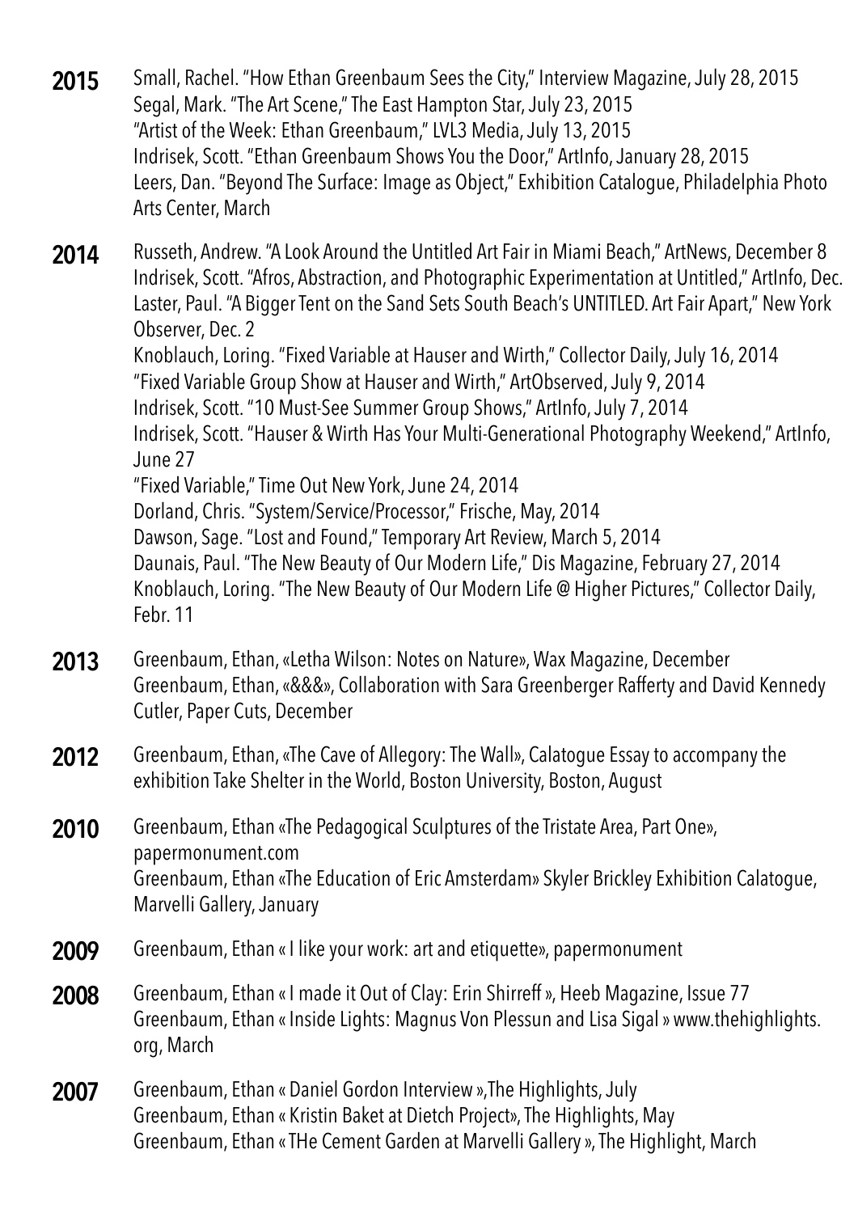**2015**
Small, Rachel. "How Ethan Greenbaum Sees the City," Interview Magazine, July 28, 2015
Segal, Mark. "The Art Scene," The East Hampton Star, July 23, 2015
"Artist of the Week: Ethan Greenbaum," LVL3 Media, July 13, 2015
Indrisek, Scott. "Ethan Greenbaum Shows You the Door," ArtInfo, January 28, 2015
Leers, Dan. "Beyond The Surface: Image as Object," Exhibition Catalogue, Philadelphia Photo Arts Center, March

**2014**
Russeth, Andrew. "A Look Around the Untitled Art Fair in Miami Beach," ArtNews, December 8
Indrisek, Scott. "Afros, Abstraction, and Photographic Experimentation at Untitled," ArtInfo, Dec.
Laster, Paul. "A Bigger Tent on the Sand Sets South Beach's UNTITLED. Art Fair Apart," New York Observer, Dec. 2
Knoblauch, Loring. "Fixed Variable at Hauser and Wirth," Collector Daily, July 16, 2014
"Fixed Variable Group Show at Hauser and Wirth," ArtObserved, July 9, 2014
Indrisek, Scott. "10 Must-See Summer Group Shows," ArtInfo, July 7, 2014
Indrisek, Scott. "Hauser & Wirth Has Your Multi-Generational Photography Weekend," ArtInfo, June 27
"Fixed Variable," Time Out New York, June 24, 2014
Dorland, Chris. "System/Service/Processor," Frische, May, 2014
Dawson, Sage. "Lost and Found," Temporary Art Review, March 5, 2014
Daunais, Paul. "The New Beauty of Our Modern Life," Dis Magazine, February 27, 2014
Knoblauch, Loring. "The New Beauty of Our Modern Life @ Higher Pictures," Collector Daily, Febr. 11

**2013**
Greenbaum, Ethan, «Letha Wilson: Notes on Nature», Wax Magazine, December
Greenbaum, Ethan, «&&&», Collaboration with Sara Greenberger Rafferty and David Kennedy Cutler, Paper Cuts, December

**2012**
Greenbaum, Ethan, «The Cave of Allegory: The Wall», Calatogue Essay to accompany the exhibition Take Shelter in the World, Boston University, Boston, August

**2010**
Greenbaum, Ethan «The Pedagogical Sculptures of the Tristate Area, Part One», papermonument.com
Greenbaum, Ethan «The Education of Eric Amsterdam» Skyler Brickley Exhibition Calatogue, Marvelli Gallery, January

**2009**
Greenbaum, Ethan « I like your work: art and etiquette», papermonument

**2008**
Greenbaum, Ethan « I made it Out of Clay: Erin Shirreff », Heeb Magazine, Issue 77
Greenbaum, Ethan « Inside Lights: Magnus Von Plessun and Lisa Sigal » www.thehighlights.org, March

**2007**
Greenbaum, Ethan « Daniel Gordon Interview »,The Highlights, July
Greenbaum, Ethan « Kristin Baket at Dietch Project», The Highlights, May
Greenbaum, Ethan « THe Cement Garden at Marvelli Gallery », The Highlight, March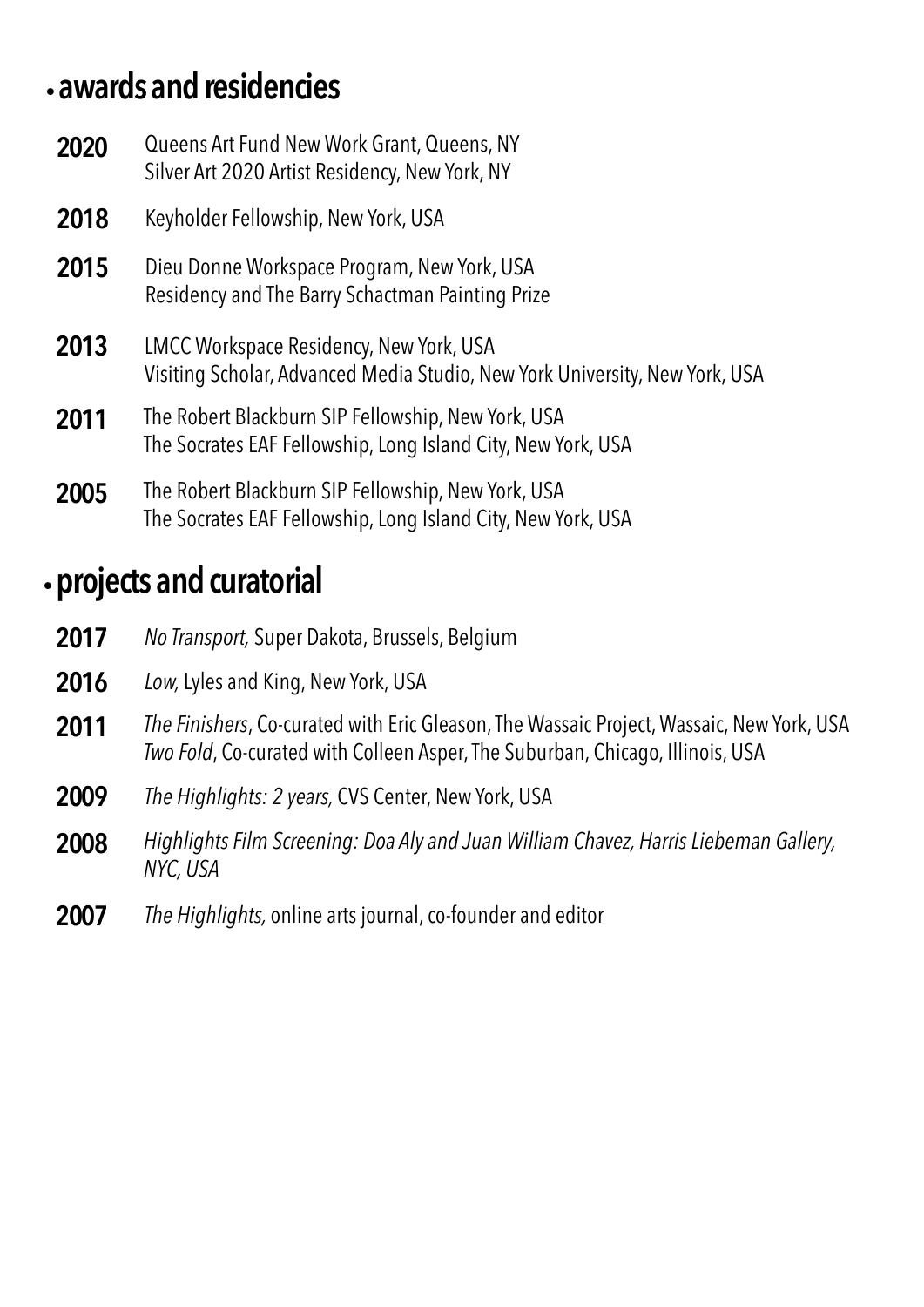## • awards and residencies

**2020** Queens Art Fund New Work Grant, Queens, NY
Silver Art 2020 Artist Residency, New York, NY

**2018** Keyholder Fellowship, New York, USA

**2015** Dieu Donne Workspace Program, New York, USA
Residency and The Barry Schactman Painting Prize

**2013** LMCC Workspace Residency, New York, USA
Visiting Scholar, Advanced Media Studio, New York University, New York, USA

**2011** The Robert Blackburn SIP Fellowship, New York, USA
The Socrates EAF Fellowship, Long Island City, New York, USA

**2005** The Robert Blackburn SIP Fellowship, New York, USA
The Socrates EAF Fellowship, Long Island City, New York, USA

## • projects and curatorial

**2017** *No Transport,* Super Dakota, Brussels, Belgium

**2016** *Low,* Lyles and King, New York, USA

**2011** *The Finishers*, Co-curated with Eric Gleason, The Wassaic Project, Wassaic, New York, USA
*Two Fold*, Co-curated with Colleen Asper, The Suburban, Chicago, Illinois, USA

**2009** *The Highlights: 2 years,* CVS Center, New York, USA

**2008** *Highlights Film Screening: Doa Aly and Juan William Chavez, Harris Liebeman Gallery, NYC, USA*

**2007** *The Highlights,* online arts journal, co-founder and editor